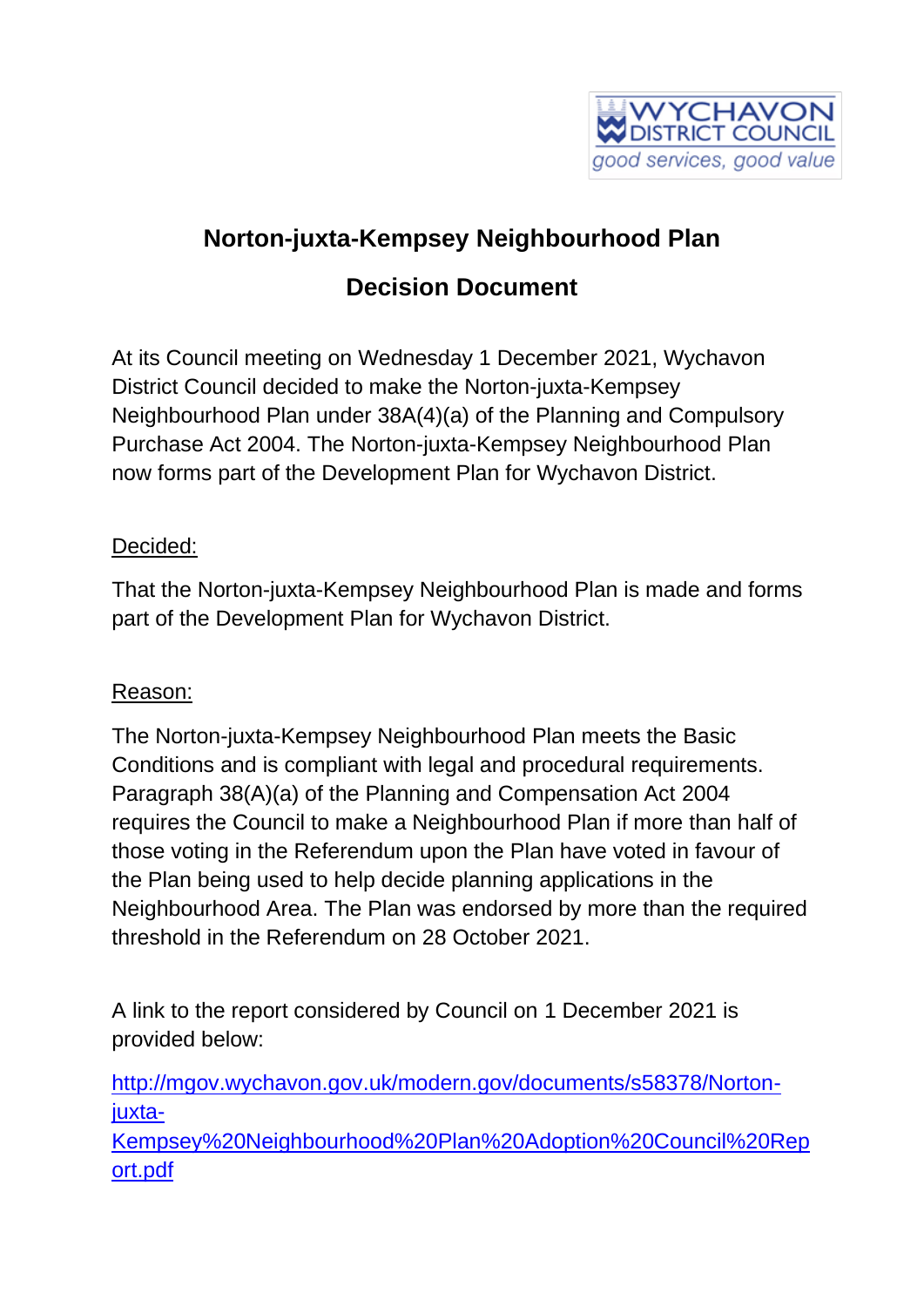WYCHAVON DISTRICT COUNCIL
*good services, good value*

# Norton-juxta-Kempsey Neighbourhood Plan

## Decision Document

At its Council meeting on Wednesday 1 December 2021, Wychavon District Council decided to make the Norton-juxta-Kempsey Neighbourhood Plan under 38A(4)(a) of the Planning and Compulsory Purchase Act 2004. The Norton-juxta-Kempsey Neighbourhood Plan now forms part of the Development Plan for Wychavon District.

<u>Decided:</u>

That the Norton-juxta-Kempsey Neighbourhood Plan is made and forms part of the Development Plan for Wychavon District.

<u>Reason:</u>

The Norton-juxta-Kempsey Neighbourhood Plan meets the Basic Conditions and is compliant with legal and procedural requirements. Paragraph 38(A)(a) of the Planning and Compensation Act 2004 requires the Council to make a Neighbourhood Plan if more than half of those voting in the Referendum upon the Plan have voted in favour of the Plan being used to help decide planning applications in the Neighbourhood Area. The Plan was endorsed by more than the required threshold in the Referendum on 28 October 2021.

A link to the report considered by Council on 1 December 2021 is provided below:

http://mgov.wychavon.gov.uk/modern.gov/documents/s58378/Norton-juxta-Kempsey%20Neighbourhood%20Plan%20Adoption%20Council%20Report.pdf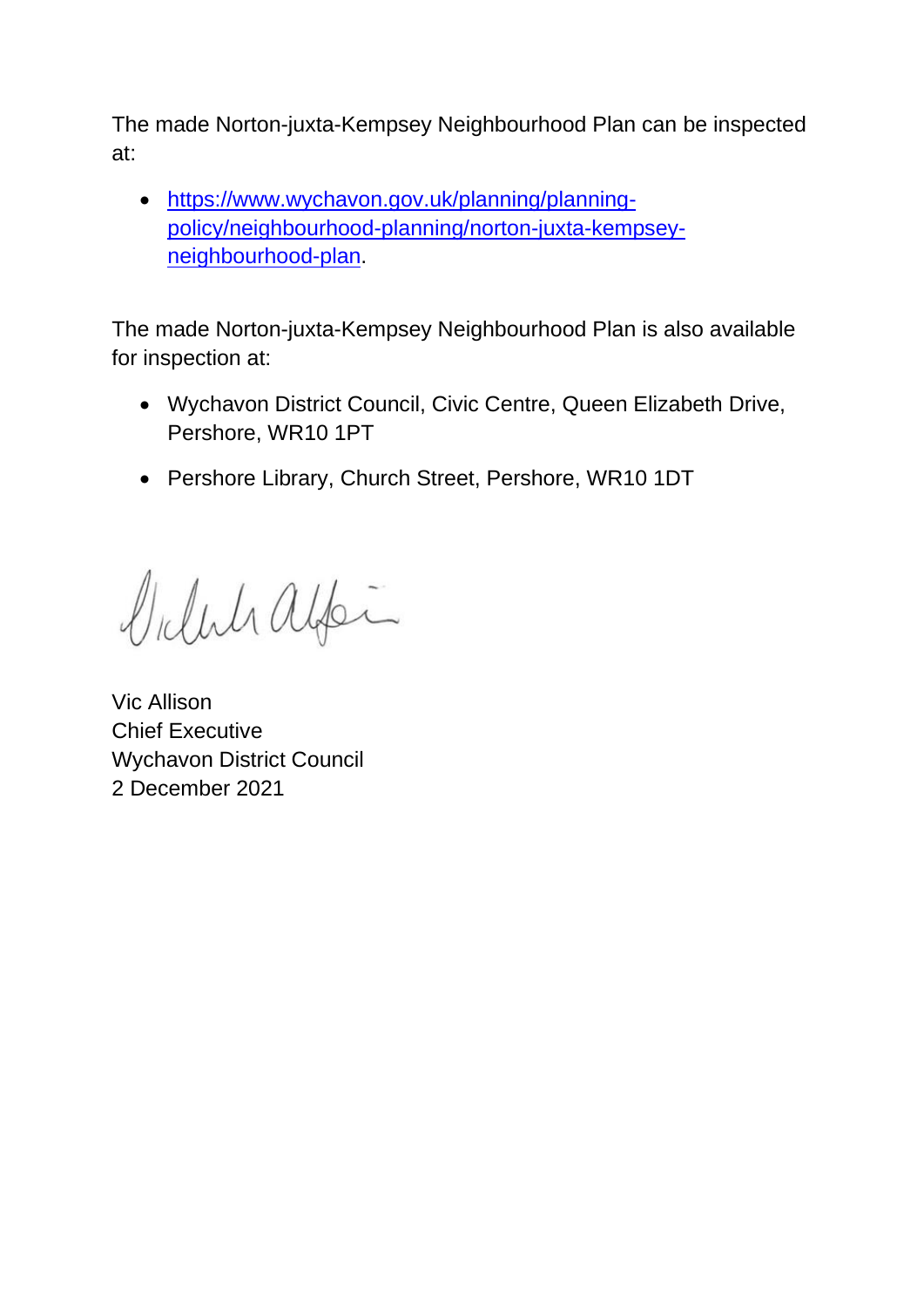The made Norton-juxta-Kempsey Neighbourhood Plan can be inspected at:

- [https://www.wychavon.gov.uk/planning/planning-policy/neighbourhood-planning/norton-juxta-kempsey-neighbourhood-plan](https://www.wychavon.gov.uk/planning/planning-policy/neighbourhood-planning/norton-juxta-kempsey-neighbourhood-plan).

The made Norton-juxta-Kempsey Neighbourhood Plan is also available for inspection at:

- Wychavon District Council, Civic Centre, Queen Elizabeth Drive, Pershore, WR10 1PT
- Pershore Library, Church Street, Pershore, WR10 1DT

Vic Allison
Chief Executive
Wychavon District Council
2 December 2021